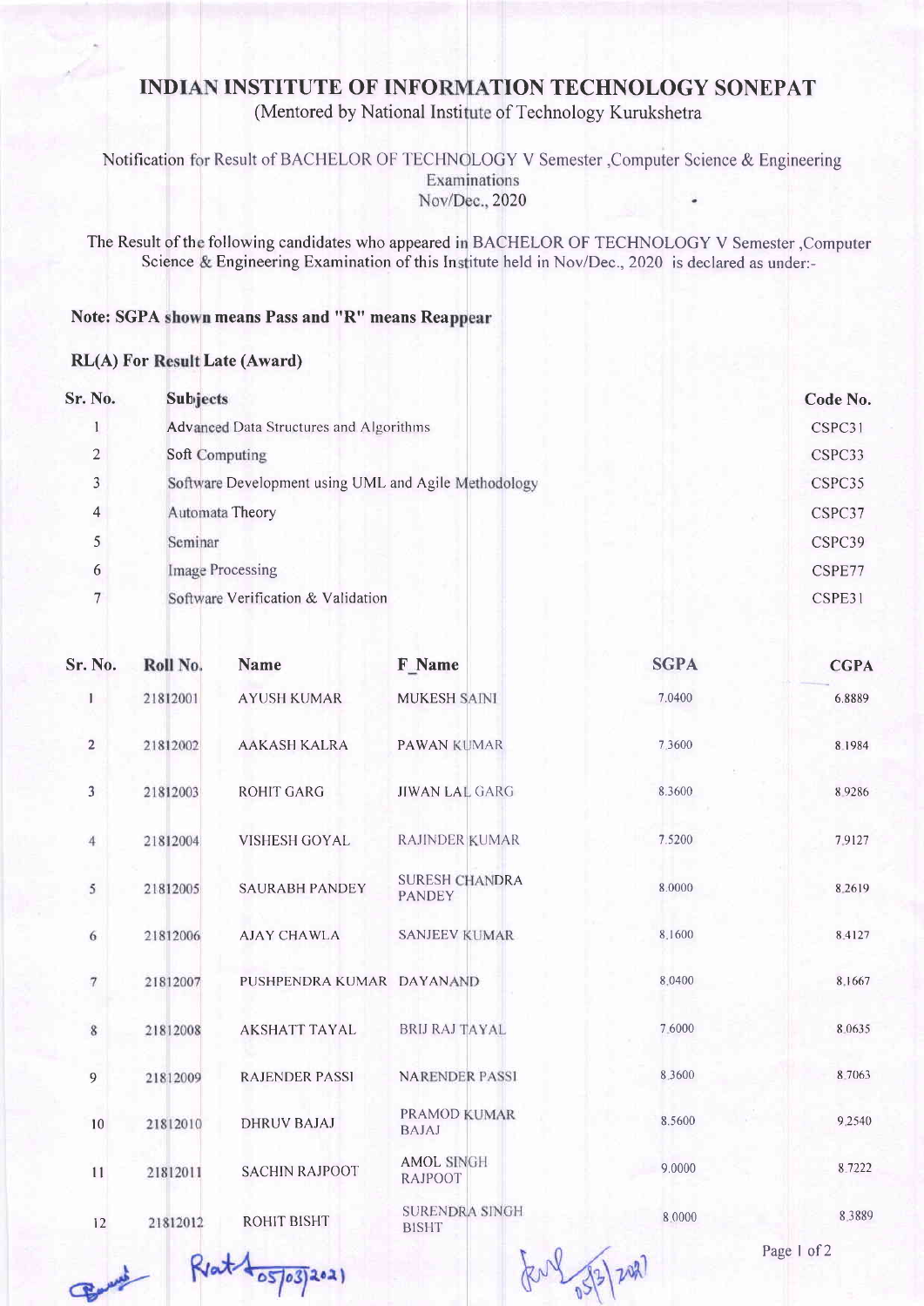# INDIAN INSTITUTE OF INFORMATION TECHNOLOGY SONEPAT

(Mentored by National Institute of Technology Kurukshetra)

Notification for Result of BACHELOR OF TECHNOLOGY V Semester ,Computer Science & Engineering Examinations
Nov/Dec., 2020

The Result of the following candidates who appeared in BACHELOR OF TECHNOLOGY V Semester ,Computer Science & Engineering Examination of this Institute held in Nov/Dec., 2020 is declared as under:-

**Note: SGPA shown means Pass and "R" means Reappear**

**RL(A) For Result Late (Award)**

| Sr. No. | Subjects | Code No. |
|---|---|---|
| 1 | Advanced Data Structures and Algorithms | CSPC31 |
| 2 | Soft Computing | CSPC33 |
| 3 | Software Development using UML and Agile Methodology | CSPC35 |
| 4 | Automata Theory | CSPC37 |
| 5 | Seminar | CSPC39 |
| 6 | Image Processing | CSPE77 |
| 7 | Software Verification & Validation | CSPE31 |

| Sr. No. | Roll No. | Name | F_Name | SGPA | CGPA |
|---|---|---|---|---|---|
| 1 | 21812001 | AYUSH KUMAR | MUKESH SAINI | 7.0400 | 6.8889 |
| 2 | 21812002 | AAKASH KALRA | PAWAN KUMAR | 7.3600 | 8.1984 |
| 3 | 21812003 | ROHIT GARG | JIWAN LAL GARG | 8.3600 | 8.9286 |
| 4 | 21812004 | VISHESH GOYAL | RAJINDER KUMAR | 7.5200 | 7.9127 |
| 5 | 21812005 | SAURABH PANDEY | SURESH CHANDRA PANDEY | 8.0000 | 8.2619 |
| 6 | 21812006 | AJAY CHAWLA | SANJEEV KUMAR | 8.1600 | 8.4127 |
| 7 | 21812007 | PUSHPENDRA KUMAR | DAYANAND | 8.0400 | 8.1667 |
| 8 | 21812008 | AKSHATT TAYAL | BRIJ RAJ TAYAL | 7.6000 | 8.0635 |
| 9 | 21812009 | RAJENDER PASSI | NARENDER PASSI | 8.3600 | 8.7063 |
| 10 | 21812010 | DHRUV BAJAJ | PRAMOD KUMAR BAJAJ | 8.5600 | 9.2540 |
| 11 | 21812011 | SACHIN RAJPOOT | AMOL SINGH RAJPOOT | 9.0000 | 8.7222 |
| 12 | 21812012 | ROHIT BISHT | SURENDRA SINGH BISHT | 8.0000 | 8.3889 |

Prat 05/03/2021

05/3/2021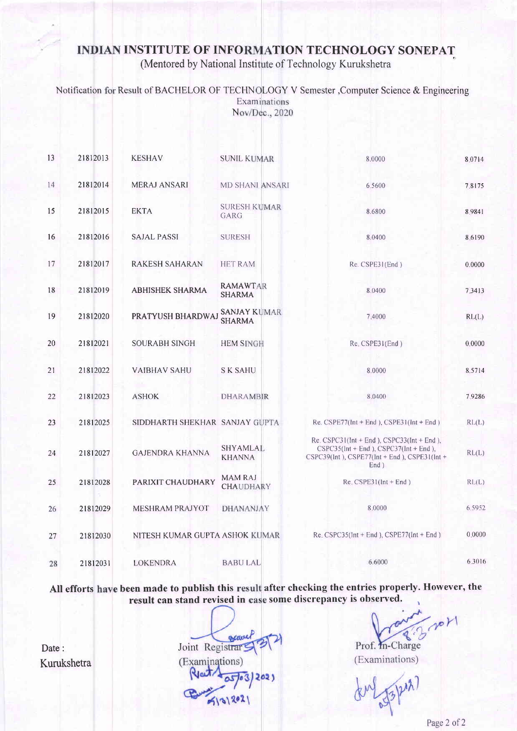# INDIAN INSTITUTE OF INFORMATION TECHNOLOGY SONEPAT

(Mentored by National Institute of Technology Kurukshetra)

Notification for Result of BACHELOR OF TECHNOLOGY V Semester ,Computer Science & Engineering Examinations Nov/Dec., 2020

| | | | | | |
|---|---|---|---|---|---|
| 13 | 21812013 | KESHAV | SUNIL KUMAR | 8.0000 | 8.0714 |
| 14 | 21812014 | MERAJ ANSARI | MD SHANI ANSARI | 6.5600 | 7.8175 |
| 15 | 21812015 | EKTA | SURESH KUMAR GARG | 8.6800 | 8.9841 |
| 16 | 21812016 | SAJAL PASSI | SURESH | 8.0400 | 8.6190 |
| 17 | 21812017 | RAKESH SAHARAN | HET RAM | Re. CSPE31(End ) | 0.0000 |
| 18 | 21812019 | ABHISHEK SHARMA | RAMAWTAR SHARMA | 8.0400 | 7.3413 |
| 19 | 21812020 | PRATYUSH BHARDWAJ | SANJAY KUMAR SHARMA | 7.4000 | RL(L) |
| 20 | 21812021 | SOURABH SINGH | HEM SINGH | Re. CSPE31(End ) | 0.0000 |
| 21 | 21812022 | VAIBHAV SAHU | S K SAHU | 8.0000 | 8.5714 |
| 22 | 21812023 | ASHOK | DHARAMBIR | 8.0400 | 7.9286 |
| 23 | 21812025 | SIDDHARTH SHEKHAR | SANJAY GUPTA | Re. CSPE77(Int + End ), CSPE31(Int + End ) | RL(L) |
| 24 | 21812027 | GAJENDRA KHANNA | SHYAMLAL KHANNA | Re. CSPC31(Int + End ), CSPC33(Int + End ), CSPC35(Int + End ), CSPC37(Int + End ), CSPC39(Int ), CSPE77(Int + End ), CSPE31(Int + End ) | RL(L) |
| 25 | 21812028 | PARIXIT CHAUDHARY | MAM RAJ CHAUDHARY | Re. CSPE31(Int + End ) | RL(L) |
| 26 | 21812029 | MESHRAM PRAJYOT | DHANANJAY | 8.0000 | 6.5952 |
| 27 | 21812030 | NITESH KUMAR GUPTA | ASHOK KUMAR | Re. CSPC35(Int + End ), CSPE77(Int + End ) | 0.0000 |
| 28 | 21812031 | LOKENDRA | BABU LAL | 6.6000 | 6.3016 |

**All efforts have been made to publish this result after checking the entries properly. However, the result can stand revised in case some discrepancy is observed.**

Date :
Kurukshetra

Joint Registrar
(Examinations)

Prof. In-Charge
(Examinations)